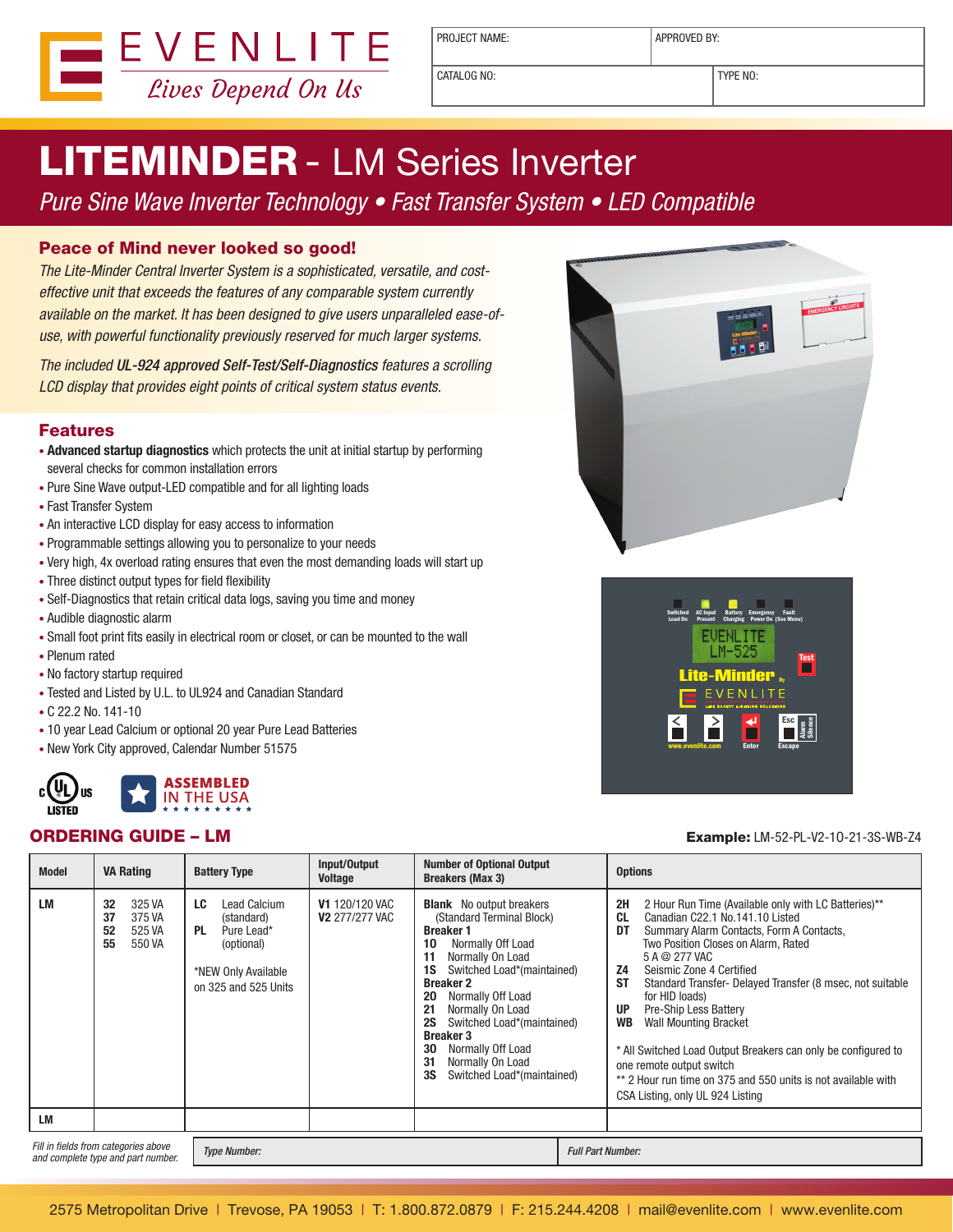EVENLITE
*Lives Depend On Us*

| PROJECT NAME: | APPROVED BY: |
|---|---|
| CATALOG NO: | TYPE NO: |

# LITEMINDER - LM Series Inverter

*Pure Sine Wave Inverter Technology • Fast Transfer System • LED Compatible*

## Peace of Mind never looked so good!

*The Lite-Minder Central Inverter System is a sophisticated, versatile, and cost-effective unit that exceeds the features of any comparable system currently available on the market. It has been designed to give users unparalleled ease-of-use, with powerful functionality previously reserved for much larger systems.*

*The included **UL-924 approved Self-Test/Self-Diagnostics** features a scrolling LCD display that provides eight points of critical system status events.*

## Features

- **Advanced startup diagnostics** which protects the unit at initial startup by performing several checks for common installation errors
- Pure Sine Wave output-LED compatible and for all lighting loads
- Fast Transfer System
- An interactive LCD display for easy access to information
- Programmable settings allowing you to personalize to your needs
- Very high, 4x overload rating ensures that even the most demanding loads will start up
- Three distinct output types for field flexibility
- Self-Diagnostics that retain critical data logs, saving you time and money
- Audible diagnostic alarm
- Small foot print fits easily in electrical room or closet, or can be mounted to the wall
- Plenum rated
- No factory startup required
- Tested and Listed by U.L. to UL924 and Canadian Standard
- C 22.2 No. 141-10
- 10 year Lead Calcium or optional 20 year Pure Lead Batteries
- New York City approved, Calendar Number 51575

c UL us LISTED

ASSEMBLED IN THE USA

## ORDERING GUIDE – LM

**Example:** LM-52-PL-V2-10-21-3S-WB-Z4

| Model | VA Rating | Battery Type | Input/Output Voltage | Number of Optional Output Breakers (Max 3) | Options |
|---|---|---|---|---|---|
| LM | **32** 325 VA<br>**37** 375 VA<br>**52** 525 VA<br>**55** 550 VA | **LC** Lead Calcium (standard)<br>**PL** Pure Lead* (optional)<br><br>*NEW Only Available on 325 and 525 Units | **V1** 120/120 VAC<br>**V2** 277/277 VAC | **Blank** No output breakers (Standard Terminal Block)<br>**Breaker 1**<br>**10** Normally Off Load<br>**11** Normally On Load<br>**1S** Switched Load*(maintained)<br>**Breaker 2**<br>**20** Normally Off Load<br>**21** Normally On Load<br>**2S** Switched Load*(maintained)<br>**Breaker 3**<br>**30** Normally Off Load<br>**31** Normally On Load<br>**3S** Switched Load*(maintained) | **2H** 2 Hour Run Time (Available only with LC Batteries)**<br>**CL** Canadian C22.1 No.141.10 Listed<br>**DT** Summary Alarm Contacts, Form A Contacts, Two Position Closes on Alarm, Rated 5 A @ 277 VAC<br>**Z4** Seismic Zone 4 Certified<br>**ST** Standard Transfer- Delayed Transfer (8 msec, not suitable for HID loads)<br>**UP** Pre-Ship Less Battery<br>**WB** Wall Mounting Bracket<br><br>* All Switched Load Output Breakers can only be configured to one remote output switch<br>** 2 Hour run time on 375 and 550 units is not available with CSA Listing, only UL 924 Listing |
| LM | | | | | |

*Fill in fields from categories above and complete type and part number.*

| *Type Number:* | *Full Part Number:* |
|---|---|

2575 Metropolitan Drive | Trevose, PA 19053 | T: 1.800.872.0879 | F: 215.244.4208 | mail@evenlite.com | www.evenlite.com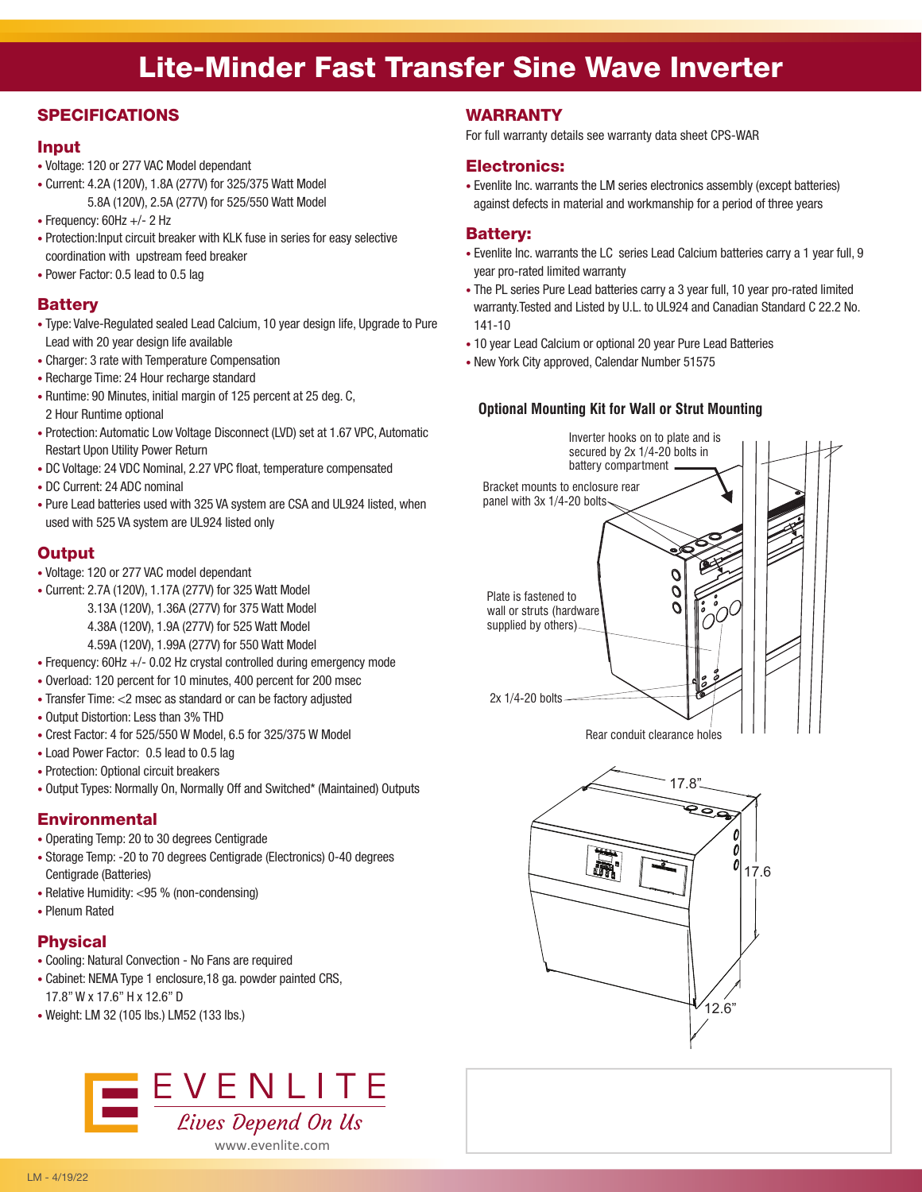# Lite-Minder Fast Transfer Sine Wave Inverter

## SPECIFICATIONS

### Input

- Voltage: 120 or 277 VAC Model dependant
- Current: 4.2A (120V), 1.8A (277V) for 325/375 Watt Model
  5.8A (120V), 2.5A (277V) for 525/550 Watt Model
- Frequency: 60Hz +/- 2 Hz
- Protection:Input circuit breaker with KLK fuse in series for easy selective coordination with upstream feed breaker
- Power Factor: 0.5 lead to 0.5 lag

### Battery

- Type: Valve-Regulated sealed Lead Calcium, 10 year design life, Upgrade to Pure Lead with 20 year design life available
- Charger: 3 rate with Temperature Compensation
- Recharge Time: 24 Hour recharge standard
- Runtime: 90 Minutes, initial margin of 125 percent at 25 deg. C, 2 Hour Runtime optional
- Protection: Automatic Low Voltage Disconnect (LVD) set at 1.67 VPC, Automatic Restart Upon Utility Power Return
- DC Voltage: 24 VDC Nominal, 2.27 VPC float, temperature compensated
- DC Current: 24 ADC nominal
- Pure Lead batteries used with 325 VA system are CSA and UL924 listed, when used with 525 VA system are UL924 listed only

### Output

- Voltage: 120 or 277 VAC model dependant
- Current: 2.7A (120V), 1.17A (277V) for 325 Watt Model
  3.13A (120V), 1.36A (277V) for 375 Watt Model
  4.38A (120V), 1.9A (277V) for 525 Watt Model
  4.59A (120V), 1.99A (277V) for 550 Watt Model
- Frequency: 60Hz +/- 0.02 Hz crystal controlled during emergency mode
- Overload: 120 percent for 10 minutes, 400 percent for 200 msec
- Transfer Time: <2 msec as standard or can be factory adjusted
- Output Distortion: Less than 3% THD
- Crest Factor: 4 for 525/550 W Model, 6.5 for 325/375 W Model
- Load Power Factor: 0.5 lead to 0.5 lag
- Protection: Optional circuit breakers
- Output Types: Normally On, Normally Off and Switched* (Maintained) Outputs

### Environmental

- Operating Temp: 20 to 30 degrees Centigrade
- Storage Temp: -20 to 70 degrees Centigrade (Electronics) 0-40 degrees Centigrade (Batteries)
- Relative Humidity: <95 % (non-condensing)
- Plenum Rated

### Physical

- Cooling: Natural Convection - No Fans are required
- Cabinet: NEMA Type 1 enclosure,18 ga. powder painted CRS, 17.8" W x 17.6" H x 12.6" D
- Weight: LM 32 (105 lbs.) LM52 (133 lbs.)

## WARRANTY

For full warranty details see warranty data sheet CPS-WAR

### Electronics:

- Evenlite Inc. warrants the LM series electronics assembly (except batteries) against defects in material and workmanship for a period of three years

### Battery:

- Evenlite Inc. warrants the LC series Lead Calcium batteries carry a 1 year full, 9 year pro-rated limited warranty
- The PL series Pure Lead batteries carry a 3 year full, 10 year pro-rated limited warranty.Tested and Listed by U.L. to UL924 and Canadian Standard C 22.2 No. 141-10
- 10 year Lead Calcium or optional 20 year Pure Lead Batteries
- New York City approved, Calendar Number 51575

### Optional Mounting Kit for Wall or Strut Mounting

Inverter hooks on to plate and is secured by 2x 1/4-20 bolts in battery compartment

Bracket mounts to enclosure rear panel with 3x 1/4-20 bolts

Plate is fastened to wall or struts (hardware supplied by others)

2x 1/4-20 bolts

Rear conduit clearance holes

17.8"

17.6

12.6"

EVENLITE
*Lives Depend On Us*
www.evenlite.com

LM - 4/19/22